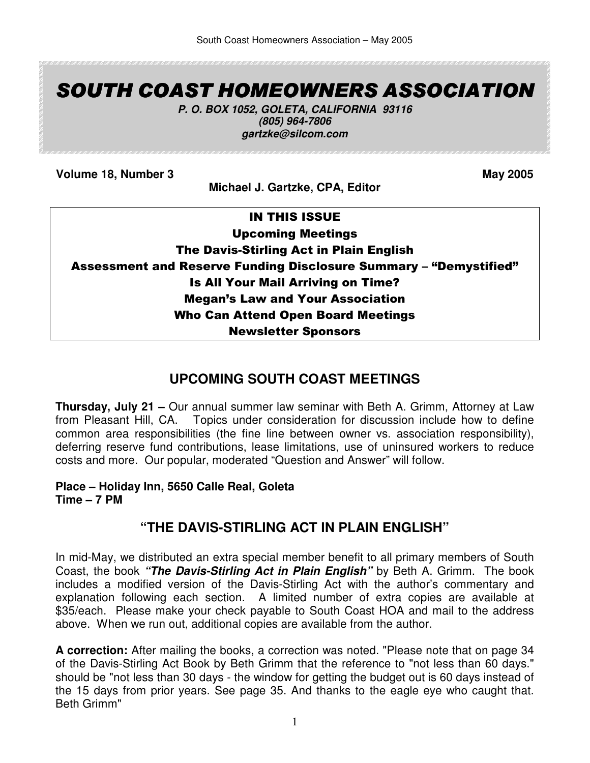# SOUTH COAST HOMEOWNERS ASSOCIATION

***P. O. BOX 1052, GOLETA, CALIFORNIA 93116***
***(805) 964-7806***
***gartzke@silcom.com***

**Volume 18, Number 3** **May 2005**

**Michael J. Gartzke, CPA, Editor**

**IN THIS ISSUE**
**Upcoming Meetings**
**The Davis-Stirling Act in Plain English**
**Assessment and Reserve Funding Disclosure Summary – "Demystified"**
**Is All Your Mail Arriving on Time?**
**Megan's Law and Your Association**
**Who Can Attend Open Board Meetings**
**Newsletter Sponsors**

## UPCOMING SOUTH COAST MEETINGS

**Thursday, July 21 –** Our annual summer law seminar with Beth A. Grimm, Attorney at Law from Pleasant Hill, CA. Topics under consideration for discussion include how to define common area responsibilities (the fine line between owner vs. association responsibility), deferring reserve fund contributions, lease limitations, use of uninsured workers to reduce costs and more. Our popular, moderated "Question and Answer" will follow.

**Place – Holiday Inn, 5650 Calle Real, Goleta**
**Time – 7 PM**

## "THE DAVIS-STIRLING ACT IN PLAIN ENGLISH"

In mid-May, we distributed an extra special member benefit to all primary members of South Coast, the book ***"The Davis-Stirling Act in Plain English"*** by Beth A. Grimm. The book includes a modified version of the Davis-Stirling Act with the author's commentary and explanation following each section. A limited number of extra copies are available at $35/each. Please make your check payable to South Coast HOA and mail to the address above. When we run out, additional copies are available from the author.

**A correction:** After mailing the books, a correction was noted. "Please note that on page 34 of the Davis-Stirling Act Book by Beth Grimm that the reference to "not less than 60 days." should be "not less than 30 days - the window for getting the budget out is 60 days instead of the 15 days from prior years. See page 35. And thanks to the eagle eye who caught that. Beth Grimm"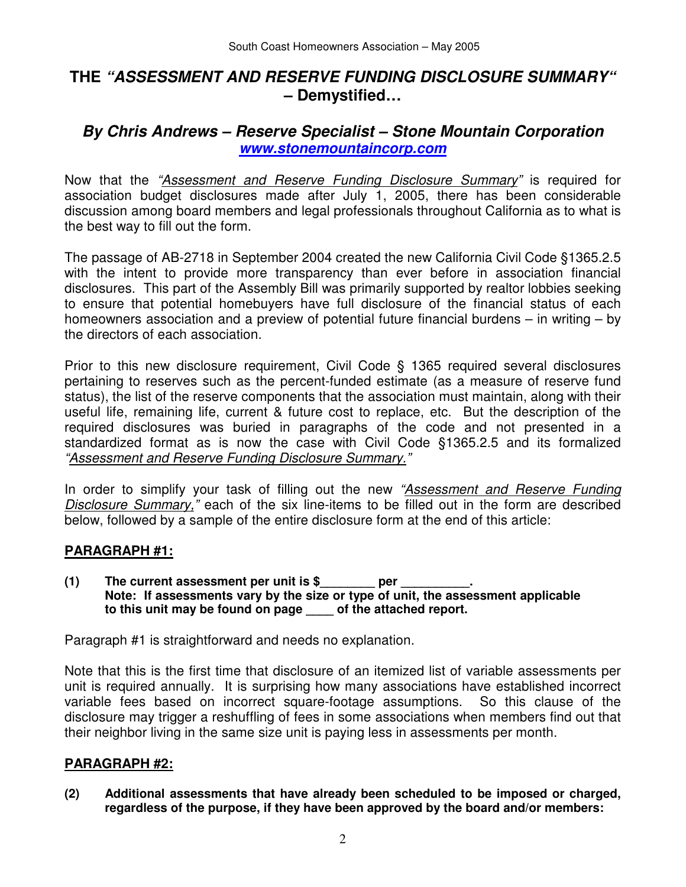# THE *"ASSESSMENT AND RESERVE FUNDING DISCLOSURE SUMMARY"* – Demystified…

## *By Chris Andrews – Reserve Specialist – Stone Mountain Corporation*

***www.stonemountaincorp.com***

Now that the *"Assessment and Reserve Funding Disclosure Summary"* is required for association budget disclosures made after July 1, 2005, there has been considerable discussion among board members and legal professionals throughout California as to what is the best way to fill out the form.

The passage of AB-2718 in September 2004 created the new California Civil Code §1365.2.5 with the intent to provide more transparency than ever before in association financial disclosures. This part of the Assembly Bill was primarily supported by realtor lobbies seeking to ensure that potential homebuyers have full disclosure of the financial status of each homeowners association and a preview of potential future financial burdens – in writing – by the directors of each association.

Prior to this new disclosure requirement, Civil Code § 1365 required several disclosures pertaining to reserves such as the percent-funded estimate (as a measure of reserve fund status), the list of the reserve components that the association must maintain, along with their useful life, remaining life, current & future cost to replace, etc. But the description of the required disclosures was buried in paragraphs of the code and not presented in a standardized format as is now the case with Civil Code §1365.2.5 and its formalized *"Assessment and Reserve Funding Disclosure Summary."*

In order to simplify your task of filling out the new *"Assessment and Reserve Funding Disclosure Summary,"* each of the six line-items to be filled out in the form are described below, followed by a sample of the entire disclosure form at the end of this article:

### PARAGRAPH #1:

**(1) The current assessment per unit is $________ per __________.**
**Note: If assessments vary by the size or type of unit, the assessment applicable to this unit may be found on page ____ of the attached report.**

Paragraph #1 is straightforward and needs no explanation.

Note that this is the first time that disclosure of an itemized list of variable assessments per unit is required annually. It is surprising how many associations have established incorrect variable fees based on incorrect square-footage assumptions. So this clause of the disclosure may trigger a reshuffling of fees in some associations when members find out that their neighbor living in the same size unit is paying less in assessments per month.

### PARAGRAPH #2:

**(2) Additional assessments that have already been scheduled to be imposed or charged, regardless of the purpose, if they have been approved by the board and/or members:**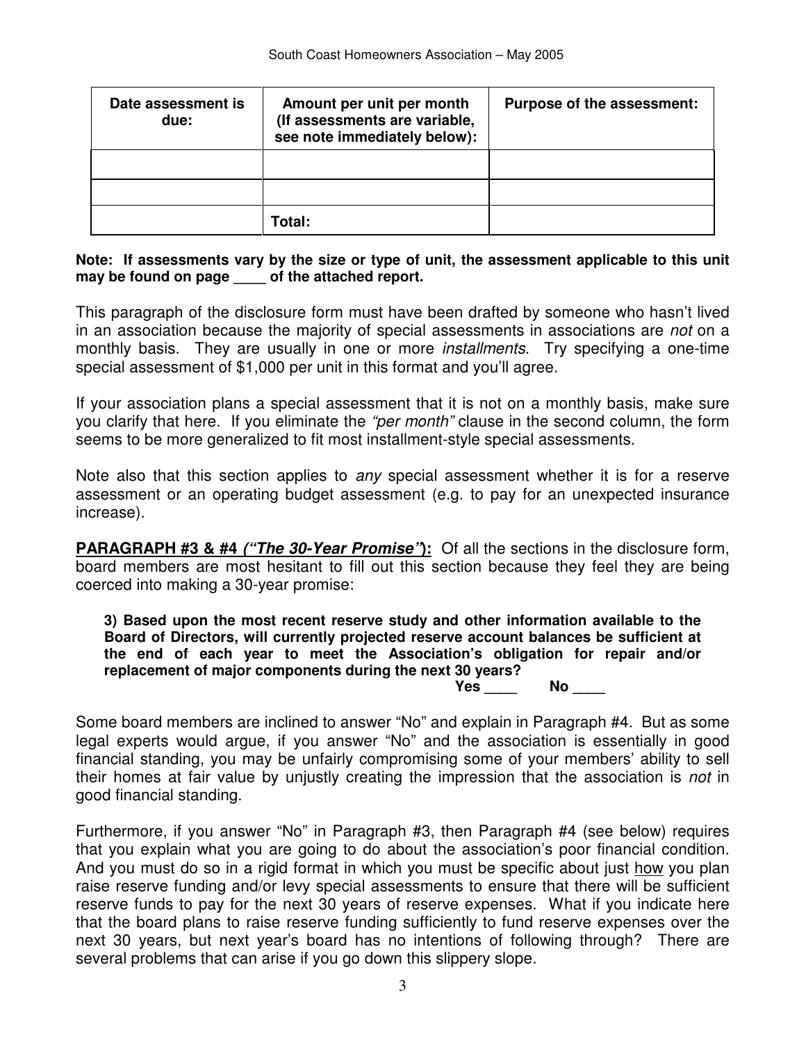| Date assessment is due: | Amount per unit per month (If assessments are variable, see note immediately below): | Purpose of the assessment: |
|---|---|---|
| | | |
| | | |
| | Total: | |

**Note: If assessments vary by the size or type of unit, the assessment applicable to this unit may be found on page ____ of the attached report.**

This paragraph of the disclosure form must have been drafted by someone who hasn't lived in an association because the majority of special assessments in associations are *not* on a monthly basis. They are usually in one or more *installments*. Try specifying a one-time special assessment of $1,000 per unit in this format and you'll agree.

If your association plans a special assessment that it is not on a monthly basis, make sure you clarify that here. If you eliminate the *"per month"* clause in the second column, the form seems to be more generalized to fit most installment-style special assessments.

Note also that this section applies to *any* special assessment whether it is for a reserve assessment or an operating budget assessment (e.g. to pay for an unexpected insurance increase).

**PARAGRAPH #3 & #4 *("The 30-Year Promise")*:** Of all the sections in the disclosure form, board members are most hesitant to fill out this section because they feel they are being coerced into making a 30-year promise:

> **3) Based upon the most recent reserve study and other information available to the Board of Directors, will currently projected reserve account balances be sufficient at the end of each year to meet the Association's obligation for repair and/or replacement of major components during the next 30 years?**
>
> **Yes ____ No ____**

Some board members are inclined to answer "No" and explain in Paragraph #4. But as some legal experts would argue, if you answer "No" and the association is essentially in good financial standing, you may be unfairly compromising some of your members' ability to sell their homes at fair value by unjustly creating the impression that the association is *not* in good financial standing.

Furthermore, if you answer "No" in Paragraph #3, then Paragraph #4 (see below) requires that you explain what you are going to do about the association's poor financial condition. And you must do so in a rigid format in which you must be specific about just <u>how</u> you plan raise reserve funding and/or levy special assessments to ensure that there will be sufficient reserve funds to pay for the next 30 years of reserve expenses. What if you indicate here that the board plans to raise reserve funding sufficiently to fund reserve expenses over the next 30 years, but next year's board has no intentions of following through? There are several problems that can arise if you go down this slippery slope.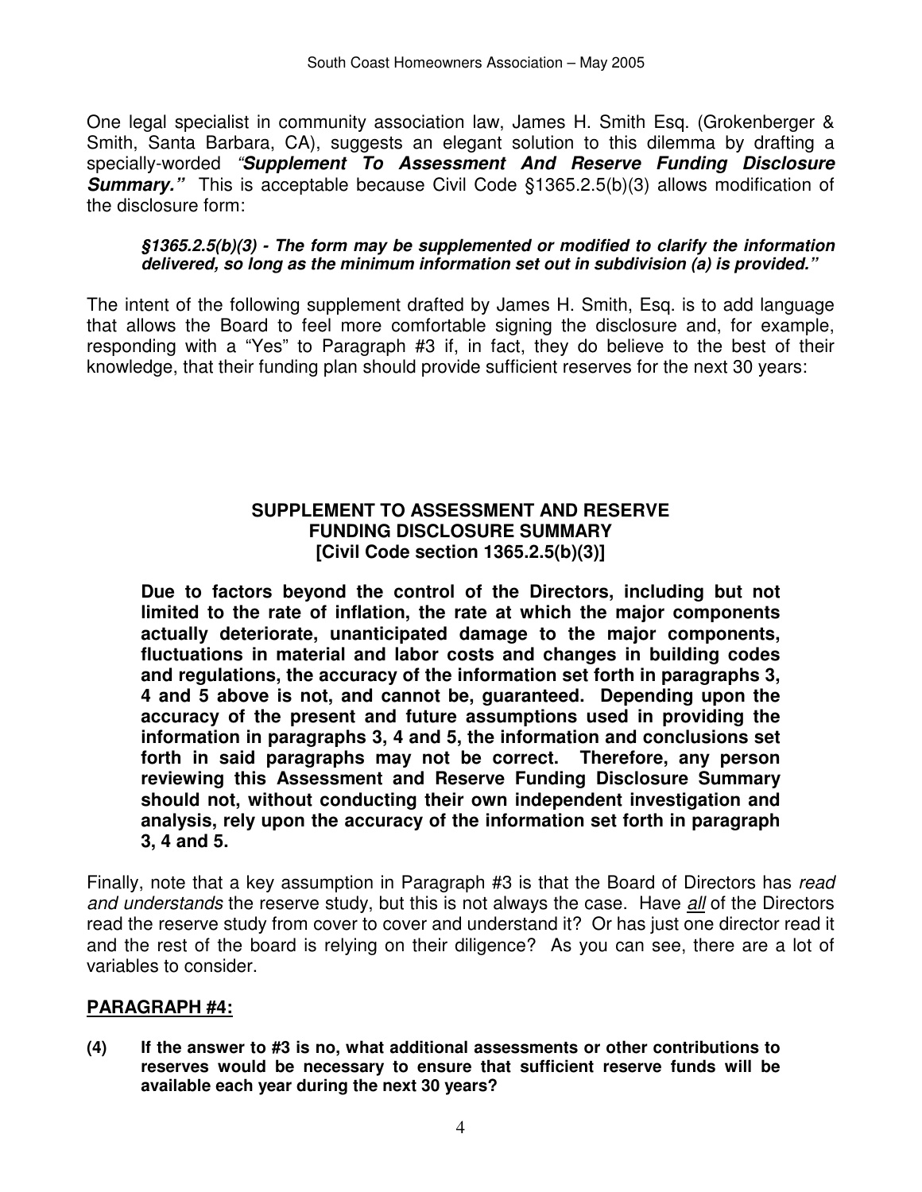One legal specialist in community association law, James H. Smith Esq. (Grokenberger & Smith, Santa Barbara, CA), suggests an elegant solution to this dilemma by drafting a specially-worded *"**Supplement To Assessment And Reserve Funding Disclosure Summary.**"* This is acceptable because Civil Code §1365.2.5(b)(3) allows modification of the disclosure form:

> ***§1365.2.5(b)(3) - The form may be supplemented or modified to clarify the information delivered, so long as the minimum information set out in subdivision (a) is provided."***

The intent of the following supplement drafted by James H. Smith, Esq. is to add language that allows the Board to feel more comfortable signing the disclosure and, for example, responding with a "Yes" to Paragraph #3 if, in fact, they do believe to the best of their knowledge, that their funding plan should provide sufficient reserves for the next 30 years:

**SUPPLEMENT TO ASSESSMENT AND RESERVE FUNDING DISCLOSURE SUMMARY [Civil Code section 1365.2.5(b)(3)]**

**Due to factors beyond the control of the Directors, including but not limited to the rate of inflation, the rate at which the major components actually deteriorate, unanticipated damage to the major components, fluctuations in material and labor costs and changes in building codes and regulations, the accuracy of the information set forth in paragraphs 3, 4 and 5 above is not, and cannot be, guaranteed. Depending upon the accuracy of the present and future assumptions used in providing the information in paragraphs 3, 4 and 5, the information and conclusions set forth in said paragraphs may not be correct. Therefore, any person reviewing this Assessment and Reserve Funding Disclosure Summary should not, without conducting their own independent investigation and analysis, rely upon the accuracy of the information set forth in paragraph 3, 4 and 5.**

Finally, note that a key assumption in Paragraph #3 is that the Board of Directors has *read and understands* the reserve study, but this is not always the case. Have *all* of the Directors read the reserve study from cover to cover and understand it? Or has just one director read it and the rest of the board is relying on their diligence? As you can see, there are a lot of variables to consider.

## PARAGRAPH #4:

**(4) If the answer to #3 is no, what additional assessments or other contributions to reserves would be necessary to ensure that sufficient reserve funds will be available each year during the next 30 years?**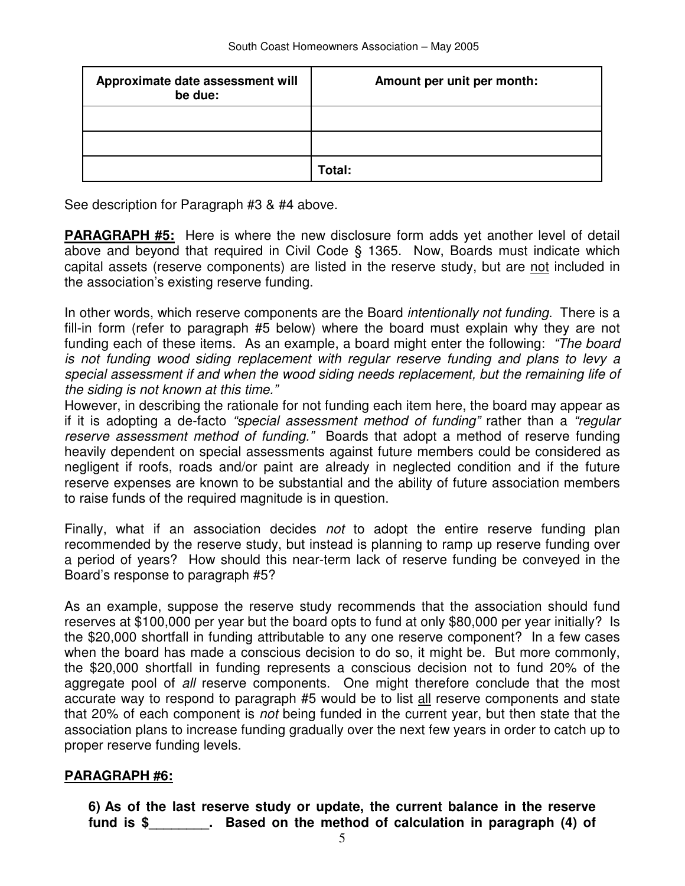| Approximate date assessment will be due: | Amount per unit per month: |
| --- | --- |
| | |
| | |
| | **Total:** |

See description for Paragraph #3 & #4 above.

**<u>PARAGRAPH #5:</u>** Here is where the new disclosure form adds yet another level of detail above and beyond that required in Civil Code § 1365. Now, Boards must indicate which capital assets (reserve components) are listed in the reserve study, but are <u>not</u> included in the association's existing reserve funding.

In other words, which reserve components are the Board *intentionally not funding*. There is a fill-in form (refer to paragraph #5 below) where the board must explain why they are not funding each of these items. As an example, a board might enter the following: *"The board is not funding wood siding replacement with regular reserve funding and plans to levy a special assessment if and when the wood siding needs replacement, but the remaining life of the siding is not known at this time."*
However, in describing the rationale for not funding each item here, the board may appear as if it is adopting a de-facto *"special assessment method of funding"* rather than a *"regular reserve assessment method of funding."* Boards that adopt a method of reserve funding heavily dependent on special assessments against future members could be considered as negligent if roofs, roads and/or paint are already in neglected condition and if the future reserve expenses are known to be substantial and the ability of future association members to raise funds of the required magnitude is in question.

Finally, what if an association decides *not* to adopt the entire reserve funding plan recommended by the reserve study, but instead is planning to ramp up reserve funding over a period of years? How should this near-term lack of reserve funding be conveyed in the Board's response to paragraph #5?

As an example, suppose the reserve study recommends that the association should fund reserves at $100,000 per year but the board opts to fund at only $80,000 per year initially? Is the $20,000 shortfall in funding attributable to any one reserve component? In a few cases when the board has made a conscious decision to do so, it might be. But more commonly, the $20,000 shortfall in funding represents a conscious decision not to fund 20% of the aggregate pool of *all* reserve components. One might therefore conclude that the most accurate way to respond to paragraph #5 would be to list <u>all</u> reserve components and state that 20% of each component is *not* being funded in the current year, but then state that the association plans to increase funding gradually over the next few years in order to catch up to proper reserve funding levels.

**<u>PARAGRAPH #6:</u>**

**6) As of the last reserve study or update, the current balance in the reserve fund is $________. Based on the method of calculation in paragraph (4) of**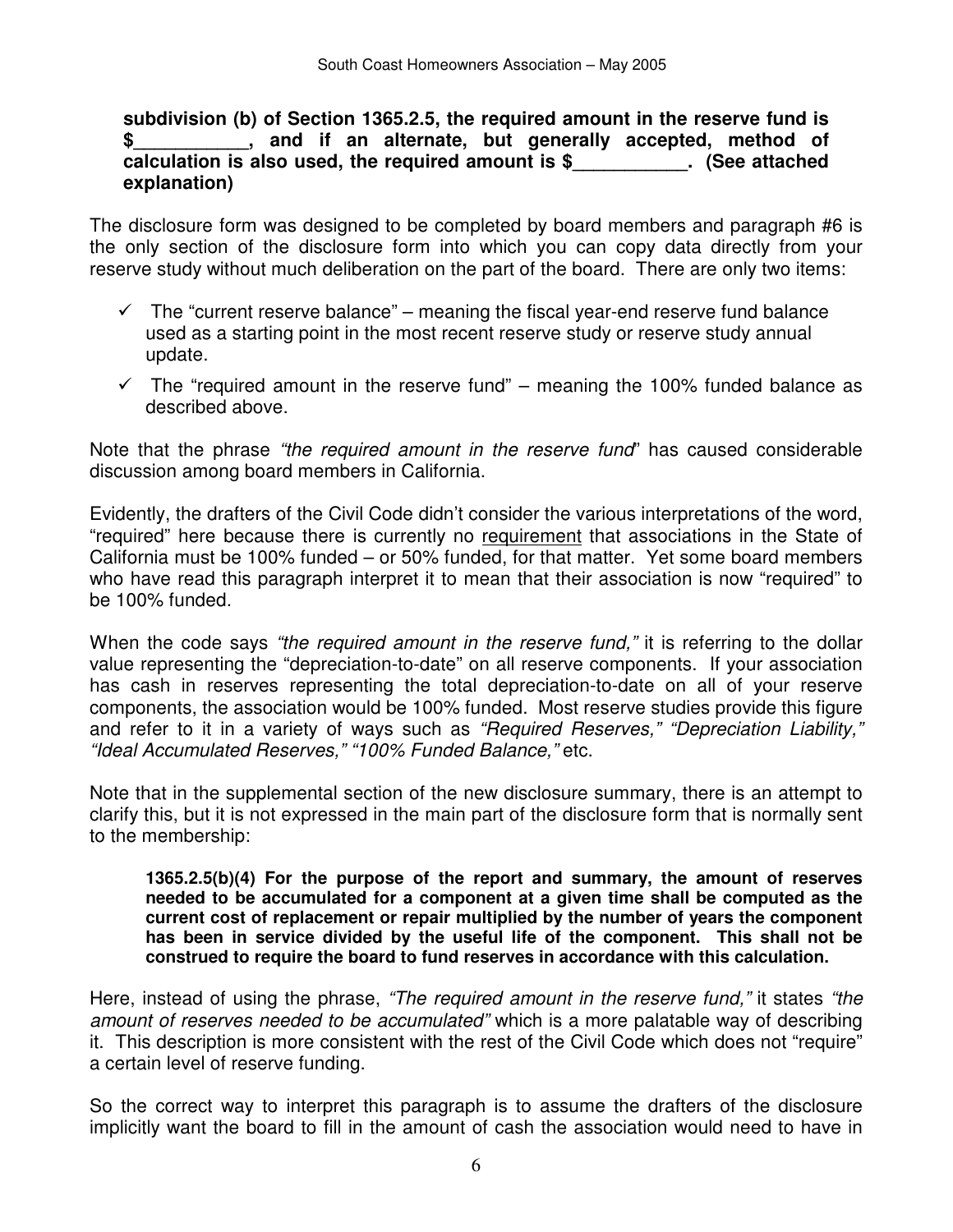**subdivision (b) of Section 1365.2.5, the required amount in the reserve fund is $___________, and if an alternate, but generally accepted, method of calculation is also used, the required amount is $___________. (See attached explanation)**

The disclosure form was designed to be completed by board members and paragraph #6 is the only section of the disclosure form into which you can copy data directly from your reserve study without much deliberation on the part of the board. There are only two items:

- ✓ The "current reserve balance" – meaning the fiscal year-end reserve fund balance used as a starting point in the most recent reserve study or reserve study annual update.
- ✓ The "required amount in the reserve fund" – meaning the 100% funded balance as described above.

Note that the phrase *"the required amount in the reserve fund*" has caused considerable discussion among board members in California.

Evidently, the drafters of the Civil Code didn't consider the various interpretations of the word, "required" here because there is currently no requirement that associations in the State of California must be 100% funded – or 50% funded, for that matter. Yet some board members who have read this paragraph interpret it to mean that their association is now "required" to be 100% funded.

When the code says *"the required amount in the reserve fund,"* it is referring to the dollar value representing the "depreciation-to-date" on all reserve components. If your association has cash in reserves representing the total depreciation-to-date on all of your reserve components, the association would be 100% funded. Most reserve studies provide this figure and refer to it in a variety of ways such as *"Required Reserves," "Depreciation Liability," "Ideal Accumulated Reserves," "100% Funded Balance,"* etc.

Note that in the supplemental section of the new disclosure summary, there is an attempt to clarify this, but it is not expressed in the main part of the disclosure form that is normally sent to the membership:

> **1365.2.5(b)(4) For the purpose of the report and summary, the amount of reserves needed to be accumulated for a component at a given time shall be computed as the current cost of replacement or repair multiplied by the number of years the component has been in service divided by the useful life of the component. This shall not be construed to require the board to fund reserves in accordance with this calculation.**

Here, instead of using the phrase, *"The required amount in the reserve fund,"* it states *"the amount of reserves needed to be accumulated"* which is a more palatable way of describing it. This description is more consistent with the rest of the Civil Code which does not "require" a certain level of reserve funding.

So the correct way to interpret this paragraph is to assume the drafters of the disclosure implicitly want the board to fill in the amount of cash the association would need to have in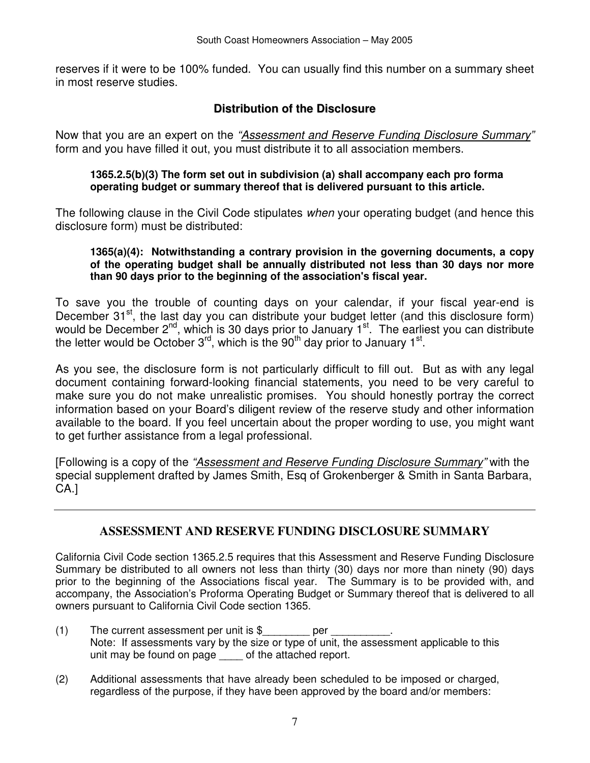reserves if it were to be 100% funded. You can usually find this number on a summary sheet in most reserve studies.

## Distribution of the Disclosure

Now that you are an expert on the *"Assessment and Reserve Funding Disclosure Summary"* form and you have filled it out, you must distribute it to all association members.

> **1365.2.5(b)(3) The form set out in subdivision (a) shall accompany each pro forma operating budget or summary thereof that is delivered pursuant to this article.**

The following clause in the Civil Code stipulates *when* your operating budget (and hence this disclosure form) must be distributed:

> **1365(a)(4): Notwithstanding a contrary provision in the governing documents, a copy of the operating budget shall be annually distributed not less than 30 days nor more than 90 days prior to the beginning of the association's fiscal year.**

To save you the trouble of counting days on your calendar, if your fiscal year-end is December 31st, the last day you can distribute your budget letter (and this disclosure form) would be December 2nd, which is 30 days prior to January 1st. The earliest you can distribute the letter would be October 3rd, which is the 90th day prior to January 1st.

As you see, the disclosure form is not particularly difficult to fill out. But as with any legal document containing forward-looking financial statements, you need to be very careful to make sure you do not make unrealistic promises. You should honestly portray the correct information based on your Board's diligent review of the reserve study and other information available to the board. If you feel uncertain about the proper wording to use, you might want to get further assistance from a legal professional.

[Following is a copy of the *"Assessment and Reserve Funding Disclosure Summary"* with the special supplement drafted by James Smith, Esq of Grokenberger & Smith in Santa Barbara, CA.]

---

## ASSESSMENT AND RESERVE FUNDING DISCLOSURE SUMMARY

California Civil Code section 1365.2.5 requires that this Assessment and Reserve Funding Disclosure Summary be distributed to all owners not less than thirty (30) days nor more than ninety (90) days prior to the beginning of the Associations fiscal year. The Summary is to be provided with, and accompany, the Association's Proforma Operating Budget or Summary thereof that is delivered to all owners pursuant to California Civil Code section 1365.

(1) The current assessment per unit is $________ per __________.
Note: If assessments vary by the size or type of unit, the assessment applicable to this unit may be found on page ____ of the attached report.

(2) Additional assessments that have already been scheduled to be imposed or charged, regardless of the purpose, if they have been approved by the board and/or members: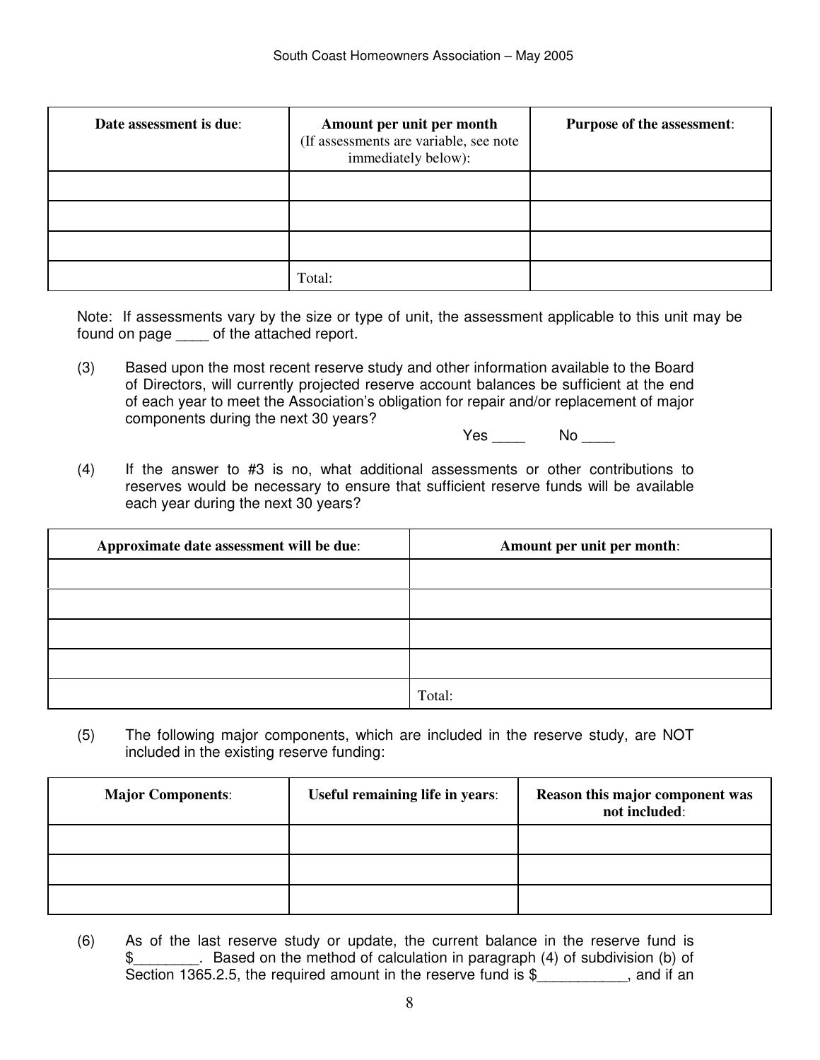| **Date assessment is due**: | **Amount per unit per month** (If assessments are variable, see note immediately below): | **Purpose of the assessment**: |
|---|---|---|
| | | |
| | | |
| | | |
| | Total: | |

Note: If assessments vary by the size or type of unit, the assessment applicable to this unit may be found on page ____ of the attached report.

(3) Based upon the most recent reserve study and other information available to the Board of Directors, will currently projected reserve account balances be sufficient at the end of each year to meet the Association's obligation for repair and/or replacement of major components during the next 30 years?

Yes ____ No ____

(4) If the answer to #3 is no, what additional assessments or other contributions to reserves would be necessary to ensure that sufficient reserve funds will be available each year during the next 30 years?

| **Approximate date assessment will be due**: | **Amount per unit per month**: |
|---|---|
| | |
| | |
| | |
| | |
| | Total: |

(5) The following major components, which are included in the reserve study, are NOT included in the existing reserve funding:

| **Major Components**: | **Useful remaining life in years**: | **Reason this major component was not included**: |
|---|---|---|
| | | |
| | | |
| | | |

(6) As of the last reserve study or update, the current balance in the reserve fund is $________. Based on the method of calculation in paragraph (4) of subdivision (b) of Section 1365.2.5, the required amount in the reserve fund is $___________, and if an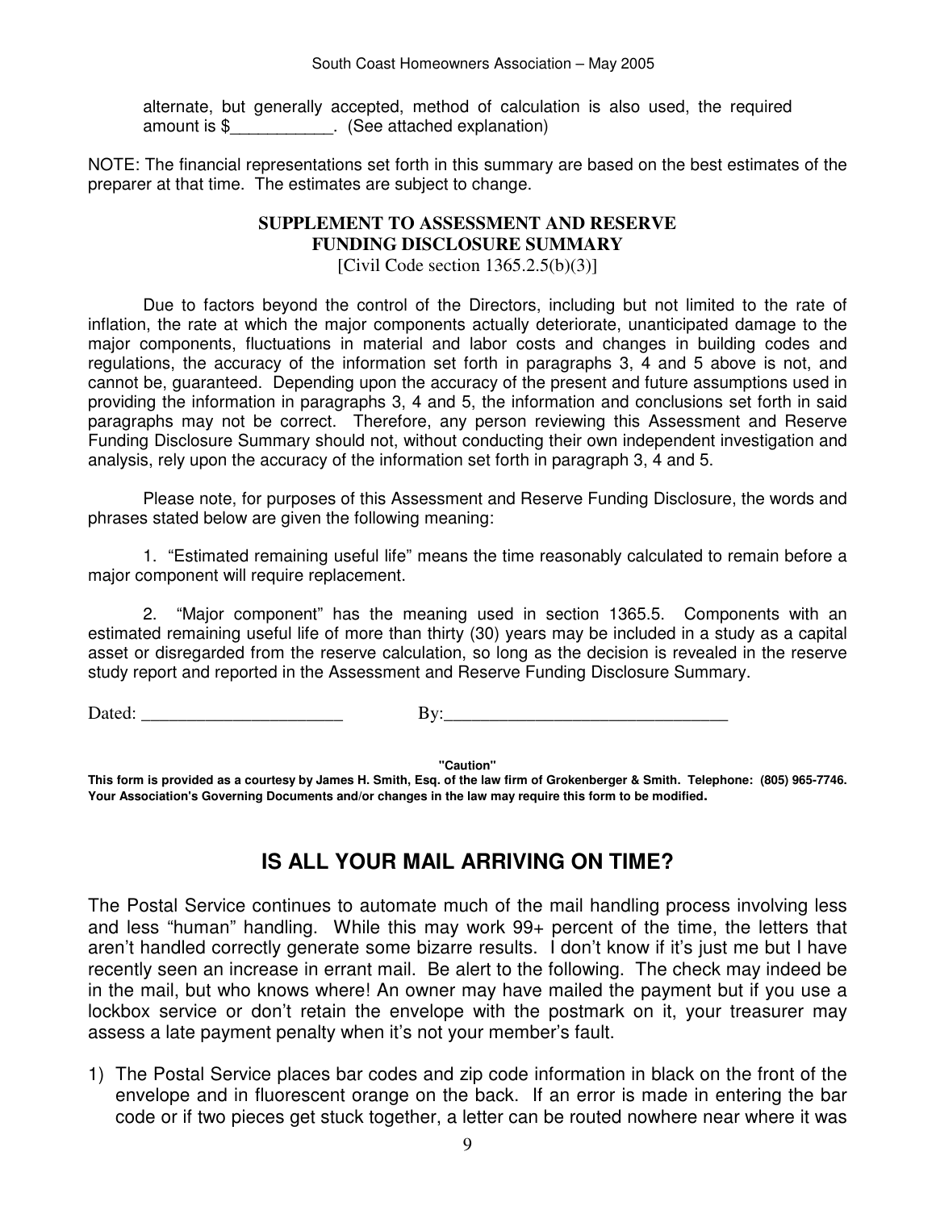alternate, but generally accepted, method of calculation is also used, the required amount is $___________. (See attached explanation)

NOTE: The financial representations set forth in this summary are based on the best estimates of the preparer at that time. The estimates are subject to change.

## SUPPLEMENT TO ASSESSMENT AND RESERVE FUNDING DISCLOSURE SUMMARY

[Civil Code section 1365.2.5(b)(3)]

Due to factors beyond the control of the Directors, including but not limited to the rate of inflation, the rate at which the major components actually deteriorate, unanticipated damage to the major components, fluctuations in material and labor costs and changes in building codes and regulations, the accuracy of the information set forth in paragraphs 3, 4 and 5 above is not, and cannot be, guaranteed. Depending upon the accuracy of the present and future assumptions used in providing the information in paragraphs 3, 4 and 5, the information and conclusions set forth in said paragraphs may not be correct. Therefore, any person reviewing this Assessment and Reserve Funding Disclosure Summary should not, without conducting their own independent investigation and analysis, rely upon the accuracy of the information set forth in paragraph 3, 4 and 5.

Please note, for purposes of this Assessment and Reserve Funding Disclosure, the words and phrases stated below are given the following meaning:

1. "Estimated remaining useful life" means the time reasonably calculated to remain before a major component will require replacement.

2. "Major component" has the meaning used in section 1365.5. Components with an estimated remaining useful life of more than thirty (30) years may be included in a study as a capital asset or disregarded from the reserve calculation, so long as the decision is revealed in the reserve study report and reported in the Assessment and Reserve Funding Disclosure Summary.

Dated: ______________________ By:_______________________________

**"Caution"**

**This form is provided as a courtesy by James H. Smith, Esq. of the law firm of Grokenberger & Smith. Telephone: (805) 965-7746. Your Association's Governing Documents and/or changes in the law may require this form to be modified.**

## IS ALL YOUR MAIL ARRIVING ON TIME?

The Postal Service continues to automate much of the mail handling process involving less and less "human" handling. While this may work 99+ percent of the time, the letters that aren't handled correctly generate some bizarre results. I don't know if it's just me but I have recently seen an increase in errant mail. Be alert to the following. The check may indeed be in the mail, but who knows where! An owner may have mailed the payment but if you use a lockbox service or don't retain the envelope with the postmark on it, your treasurer may assess a late payment penalty when it's not your member's fault.

1) The Postal Service places bar codes and zip code information in black on the front of the envelope and in fluorescent orange on the back. If an error is made in entering the bar code or if two pieces get stuck together, a letter can be routed nowhere near where it was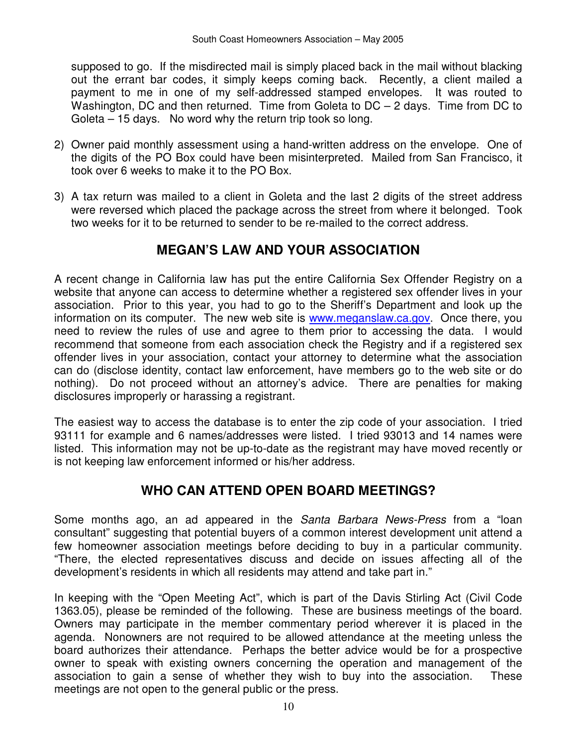supposed to go. If the misdirected mail is simply placed back in the mail without blacking out the errant bar codes, it simply keeps coming back. Recently, a client mailed a payment to me in one of my self-addressed stamped envelopes. It was routed to Washington, DC and then returned. Time from Goleta to DC – 2 days. Time from DC to Goleta – 15 days. No word why the return trip took so long.

2) Owner paid monthly assessment using a hand-written address on the envelope. One of the digits of the PO Box could have been misinterpreted. Mailed from San Francisco, it took over 6 weeks to make it to the PO Box.

3) A tax return was mailed to a client in Goleta and the last 2 digits of the street address were reversed which placed the package across the street from where it belonged. Took two weeks for it to be returned to sender to be re-mailed to the correct address.

## MEGAN'S LAW AND YOUR ASSOCIATION

A recent change in California law has put the entire California Sex Offender Registry on a website that anyone can access to determine whether a registered sex offender lives in your association. Prior to this year, you had to go to the Sheriff's Department and look up the information on its computer. The new web site is [www.meganslaw.ca.gov](http://www.meganslaw.ca.gov). Once there, you need to review the rules of use and agree to them prior to accessing the data. I would recommend that someone from each association check the Registry and if a registered sex offender lives in your association, contact your attorney to determine what the association can do (disclose identity, contact law enforcement, have members go to the web site or do nothing). Do not proceed without an attorney's advice. There are penalties for making disclosures improperly or harassing a registrant.

The easiest way to access the database is to enter the zip code of your association. I tried 93111 for example and 6 names/addresses were listed. I tried 93013 and 14 names were listed. This information may not be up-to-date as the registrant may have moved recently or is not keeping law enforcement informed or his/her address.

## WHO CAN ATTEND OPEN BOARD MEETINGS?

Some months ago, an ad appeared in the *Santa Barbara News-Press* from a "loan consultant" suggesting that potential buyers of a common interest development unit attend a few homeowner association meetings before deciding to buy in a particular community. "There, the elected representatives discuss and decide on issues affecting all of the development's residents in which all residents may attend and take part in."

In keeping with the "Open Meeting Act", which is part of the Davis Stirling Act (Civil Code 1363.05), please be reminded of the following. These are business meetings of the board. Owners may participate in the member commentary period wherever it is placed in the agenda. Nonowners are not required to be allowed attendance at the meeting unless the board authorizes their attendance. Perhaps the better advice would be for a prospective owner to speak with existing owners concerning the operation and management of the association to gain a sense of whether they wish to buy into the association. These meetings are not open to the general public or the press.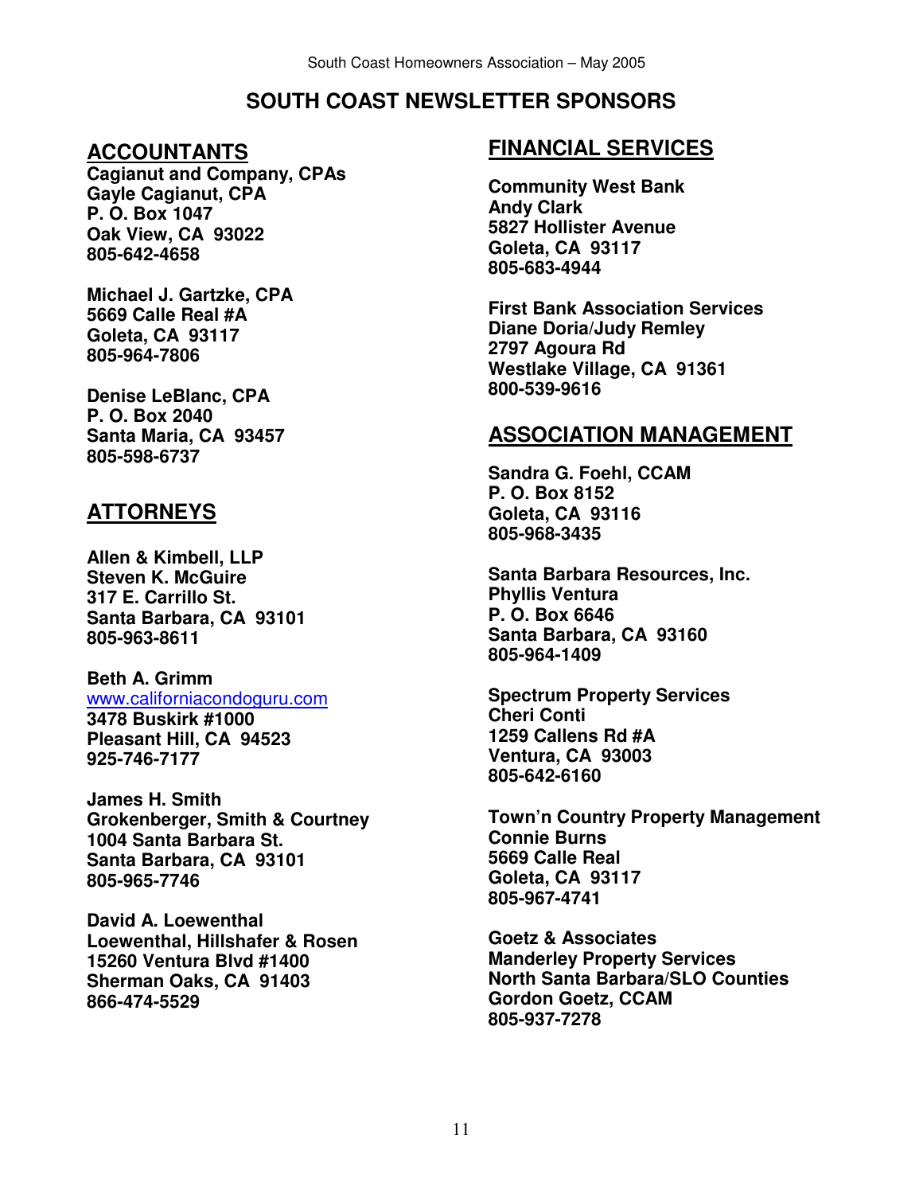# SOUTH COAST NEWSLETTER SPONSORS

## ACCOUNTANTS

**Cagianut and Company, CPAs**
**Gayle Cagianut, CPA**
**P. O. Box 1047**
**Oak View, CA 93022**
**805-642-4658**

**Michael J. Gartzke, CPA**
**5669 Calle Real #A**
**Goleta, CA 93117**
**805-964-7806**

**Denise LeBlanc, CPA**
**P. O. Box 2040**
**Santa Maria, CA 93457**
**805-598-6737**

## ATTORNEYS

**Allen & Kimbell, LLP**
**Steven K. McGuire**
**317 E. Carrillo St.**
**Santa Barbara, CA 93101**
**805-963-8611**

**Beth A. Grimm**
www.californiacondoguru.com
**3478 Buskirk #1000**
**Pleasant Hill, CA 94523**
**925-746-7177**

**James H. Smith**
**Grokenberger, Smith & Courtney**
**1004 Santa Barbara St.**
**Santa Barbara, CA 93101**
**805-965-7746**

**David A. Loewenthal**
**Loewenthal, Hillshafer & Rosen**
**15260 Ventura Blvd #1400**
**Sherman Oaks, CA 91403**
**866-474-5529**

## FINANCIAL SERVICES

**Community West Bank**
**Andy Clark**
**5827 Hollister Avenue**
**Goleta, CA 93117**
**805-683-4944**

**First Bank Association Services**
**Diane Doria/Judy Remley**
**2797 Agoura Rd**
**Westlake Village, CA 91361**
**800-539-9616**

## ASSOCIATION MANAGEMENT

**Sandra G. Foehl, CCAM**
**P. O. Box 8152**
**Goleta, CA 93116**
**805-968-3435**

**Santa Barbara Resources, Inc.**
**Phyllis Ventura**
**P. O. Box 6646**
**Santa Barbara, CA 93160**
**805-964-1409**

**Spectrum Property Services**
**Cheri Conti**
**1259 Callens Rd #A**
**Ventura, CA 93003**
**805-642-6160**

**Town'n Country Property Management**
**Connie Burns**
**5669 Calle Real**
**Goleta, CA 93117**
**805-967-4741**

**Goetz & Associates**
**Manderley Property Services**
**North Santa Barbara/SLO Counties**
**Gordon Goetz, CCAM**
**805-937-7278**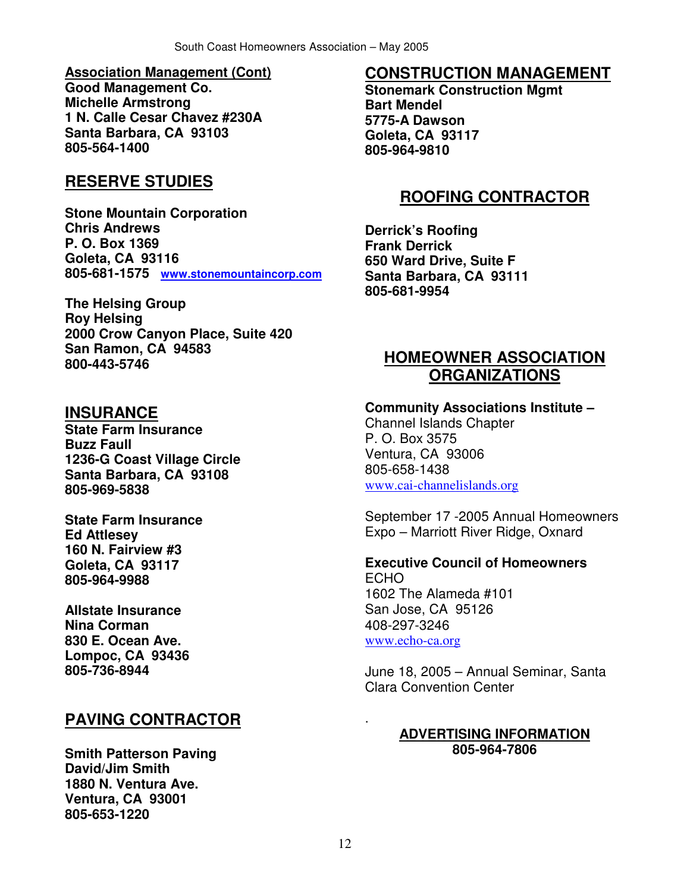**Association Management (Cont)**

**Good Management Co.**
**Michelle Armstrong**
**1 N. Calle Cesar Chavez #230A**
**Santa Barbara, CA 93103**
**805-564-1400**

## RESERVE STUDIES

**Stone Mountain Corporation**
**Chris Andrews**
**P. O. Box 1369**
**Goleta, CA 93116**
**805-681-1575** **www.stonemountaincorp.com**

**The Helsing Group**
**Roy Helsing**
**2000 Crow Canyon Place, Suite 420**
**San Ramon, CA 94583**
**800-443-5746**

## INSURANCE

**State Farm Insurance**
**Buzz Faull**
**1236-G Coast Village Circle**
**Santa Barbara, CA 93108**
**805-969-5838**

**State Farm Insurance**
**Ed Attlesey**
**160 N. Fairview #3**
**Goleta, CA 93117**
**805-964-9988**

**Allstate Insurance**
**Nina Corman**
**830 E. Ocean Ave.**
**Lompoc, CA 93436**
**805-736-8944**

## PAVING CONTRACTOR

**Smith Patterson Paving**
**David/Jim Smith**
**1880 N. Ventura Ave.**
**Ventura, CA 93001**
**805-653-1220**

## CONSTRUCTION MANAGEMENT

**Stonemark Construction Mgmt**
**Bart Mendel**
**5775-A Dawson**
**Goleta, CA 93117**
**805-964-9810**

## ROOFING CONTRACTOR

**Derrick's Roofing**
**Frank Derrick**
**650 Ward Drive, Suite F**
**Santa Barbara, CA 93111**
**805-681-9954**

## HOMEOWNER ASSOCIATION ORGANIZATIONS

**Community Associations Institute –**
Channel Islands Chapter
P. O. Box 3575
Ventura, CA 93006
805-658-1438
www.cai-channelislands.org

September 17 -2005 Annual Homeowners Expo – Marriott River Ridge, Oxnard

**Executive Council of Homeowners**
ECHO
1602 The Alameda #101
San Jose, CA 95126
408-297-3246
www.echo-ca.org

June 18, 2005 – Annual Seminar, Santa Clara Convention Center

.

**ADVERTISING INFORMATION**
**805-964-7806**